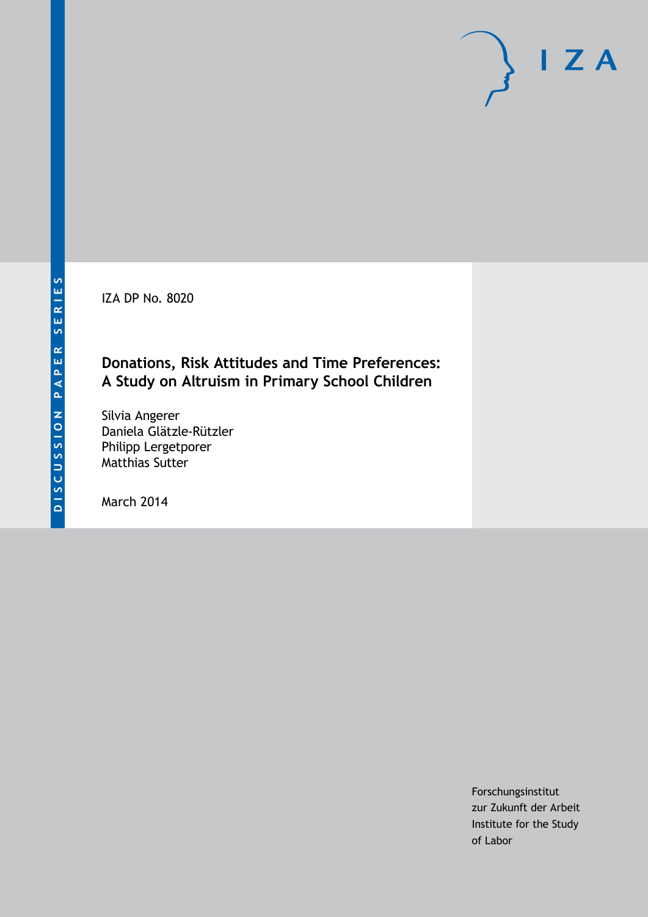DISCUSSION PAPER SERIES

IZA DP No. 8020

# Donations, Risk Attitudes and Time Preferences: A Study on Altruism in Primary School Children

Silvia Angerer
Daniela Glätzle-Rützler
Philipp Lergetporer
Matthias Sutter

March 2014

Forschungsinstitut
zur Zukunft der Arbeit
Institute for the Study
of Labor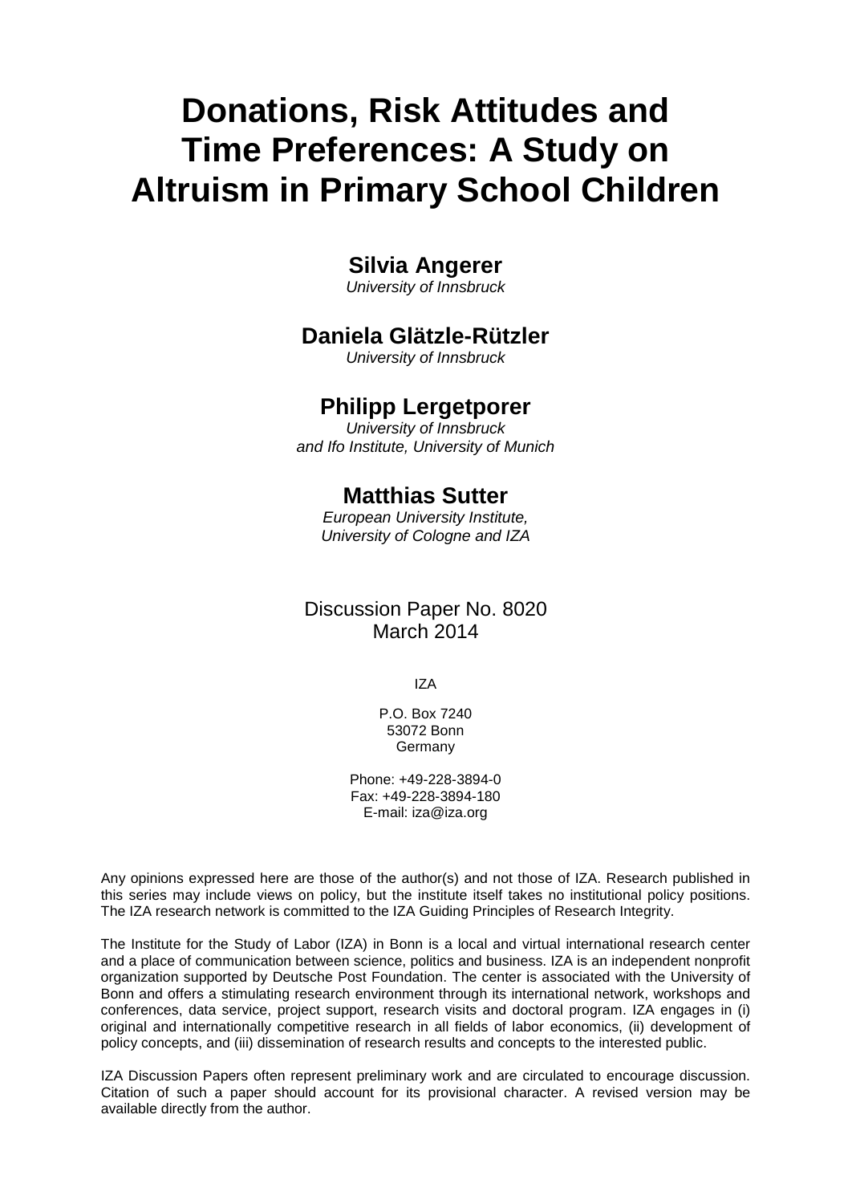# Donations, Risk Attitudes and Time Preferences: A Study on Altruism in Primary School Children

**Silvia Angerer**
*University of Innsbruck*

**Daniela Glätzle-Rützler**
*University of Innsbruck*

**Philipp Lergetporer**
*University of Innsbruck and Ifo Institute, University of Munich*

**Matthias Sutter**
*European University Institute, University of Cologne and IZA*

Discussion Paper No. 8020
March 2014

IZA

P.O. Box 7240
53072 Bonn
Germany

Phone: +49-228-3894-0
Fax: +49-228-3894-180
E-mail: iza@iza.org

Any opinions expressed here are those of the author(s) and not those of IZA. Research published in this series may include views on policy, but the institute itself takes no institutional policy positions. The IZA research network is committed to the IZA Guiding Principles of Research Integrity.

The Institute for the Study of Labor (IZA) in Bonn is a local and virtual international research center and a place of communication between science, politics and business. IZA is an independent nonprofit organization supported by Deutsche Post Foundation. The center is associated with the University of Bonn and offers a stimulating research environment through its international network, workshops and conferences, data service, project support, research visits and doctoral program. IZA engages in (i) original and internationally competitive research in all fields of labor economics, (ii) development of policy concepts, and (iii) dissemination of research results and concepts to the interested public.

IZA Discussion Papers often represent preliminary work and are circulated to encourage discussion. Citation of such a paper should account for its provisional character. A revised version may be available directly from the author.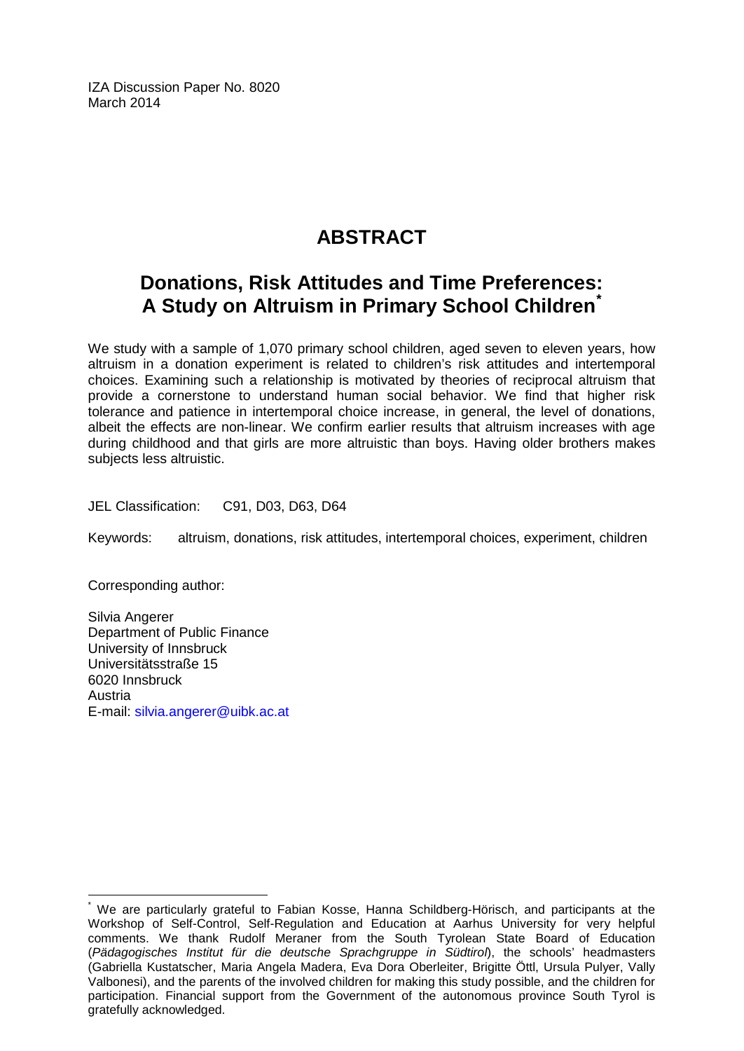IZA Discussion Paper No. 8020
March 2014

# ABSTRACT

## Donations, Risk Attitudes and Time Preferences: A Study on Altruism in Primary School Children[*]

We study with a sample of 1,070 primary school children, aged seven to eleven years, how altruism in a donation experiment is related to children's risk attitudes and intertemporal choices. Examining such a relationship is motivated by theories of reciprocal altruism that provide a cornerstone to understand human social behavior. We find that higher risk tolerance and patience in intertemporal choice increase, in general, the level of donations, albeit the effects are non-linear. We confirm earlier results that altruism increases with age during childhood and that girls are more altruistic than boys. Having older brothers makes subjects less altruistic.

JEL Classification: C91, D03, D63, D64

Keywords: altruism, donations, risk attitudes, intertemporal choices, experiment, children

Corresponding author:

Silvia Angerer
Department of Public Finance
University of Innsbruck
Universitätsstraße 15
6020 Innsbruck
Austria
E-mail: silvia.angerer@uibk.ac.at

---

[*] We are particularly grateful to Fabian Kosse, Hanna Schildberg-Hörisch, and participants at the Workshop of Self-Control, Self-Regulation and Education at Aarhus University for very helpful comments. We thank Rudolf Meraner from the South Tyrolean State Board of Education (*Pädagogisches Institut für die deutsche Sprachgruppe in Südtirol*), the schools' headmasters (Gabriella Kustatscher, Maria Angela Madera, Eva Dora Oberleiter, Brigitte Öttl, Ursula Pulyer, Vally Valbonesi), and the parents of the involved children for making this study possible, and the children for participation. Financial support from the Government of the autonomous province South Tyrol is gratefully acknowledged.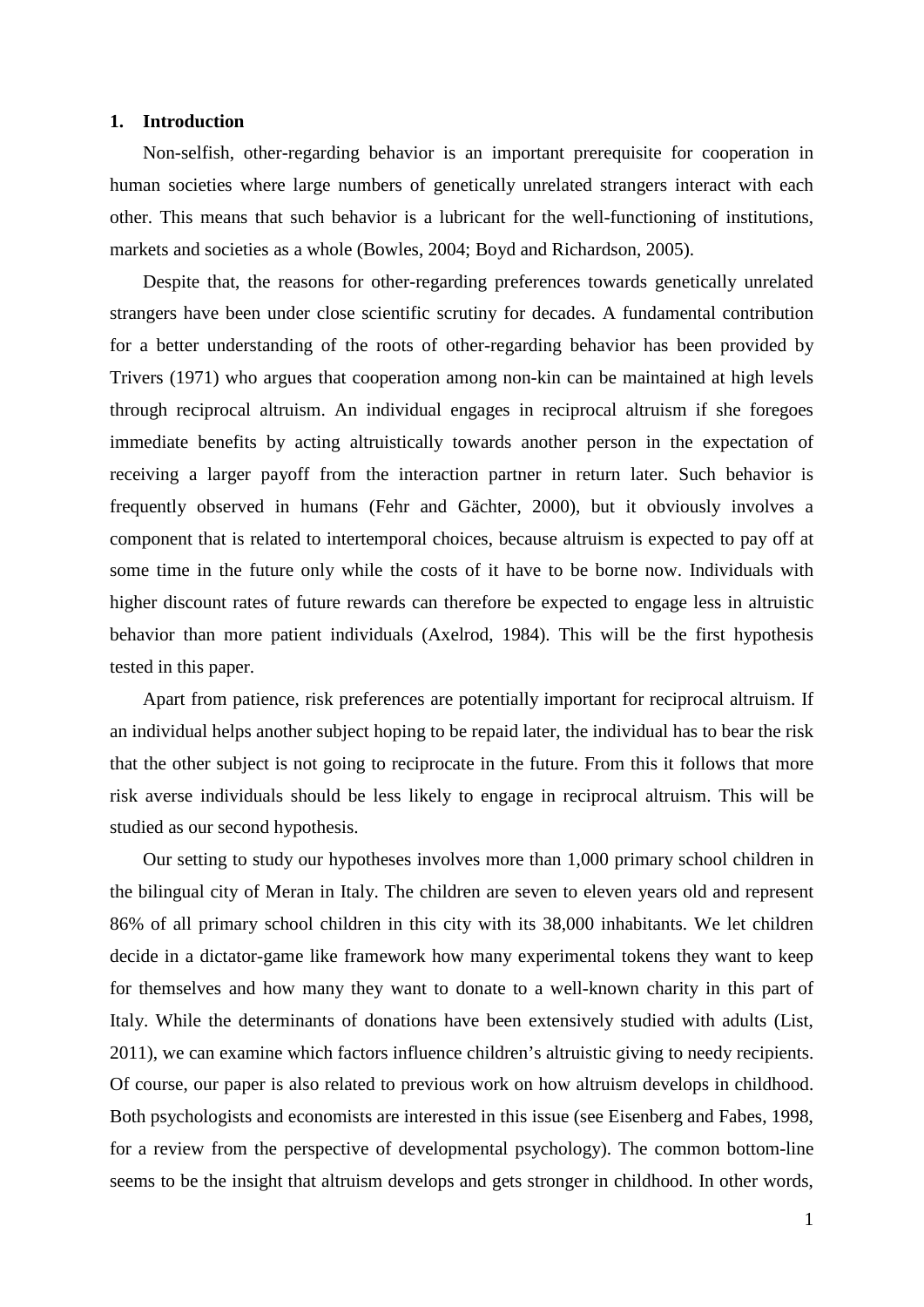## 1. Introduction

Non-selfish, other-regarding behavior is an important prerequisite for cooperation in human societies where large numbers of genetically unrelated strangers interact with each other. This means that such behavior is a lubricant for the well-functioning of institutions, markets and societies as a whole (Bowles, 2004; Boyd and Richardson, 2005).

Despite that, the reasons for other-regarding preferences towards genetically unrelated strangers have been under close scientific scrutiny for decades. A fundamental contribution for a better understanding of the roots of other-regarding behavior has been provided by Trivers (1971) who argues that cooperation among non-kin can be maintained at high levels through reciprocal altruism. An individual engages in reciprocal altruism if she foregoes immediate benefits by acting altruistically towards another person in the expectation of receiving a larger payoff from the interaction partner in return later. Such behavior is frequently observed in humans (Fehr and Gächter, 2000), but it obviously involves a component that is related to intertemporal choices, because altruism is expected to pay off at some time in the future only while the costs of it have to be borne now. Individuals with higher discount rates of future rewards can therefore be expected to engage less in altruistic behavior than more patient individuals (Axelrod, 1984). This will be the first hypothesis tested in this paper.

Apart from patience, risk preferences are potentially important for reciprocal altruism. If an individual helps another subject hoping to be repaid later, the individual has to bear the risk that the other subject is not going to reciprocate in the future. From this it follows that more risk averse individuals should be less likely to engage in reciprocal altruism. This will be studied as our second hypothesis.

Our setting to study our hypotheses involves more than 1,000 primary school children in the bilingual city of Meran in Italy. The children are seven to eleven years old and represent 86% of all primary school children in this city with its 38,000 inhabitants. We let children decide in a dictator-game like framework how many experimental tokens they want to keep for themselves and how many they want to donate to a well-known charity in this part of Italy. While the determinants of donations have been extensively studied with adults (List, 2011), we can examine which factors influence children's altruistic giving to needy recipients. Of course, our paper is also related to previous work on how altruism develops in childhood. Both psychologists and economists are interested in this issue (see Eisenberg and Fabes, 1998, for a review from the perspective of developmental psychology). The common bottom-line seems to be the insight that altruism develops and gets stronger in childhood. In other words,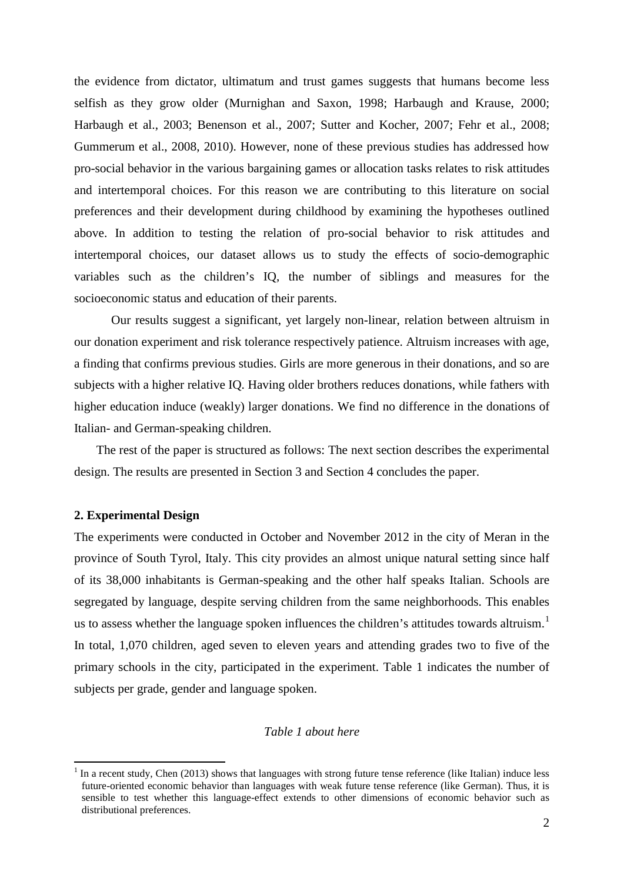the evidence from dictator, ultimatum and trust games suggests that humans become less selfish as they grow older (Murnighan and Saxon, 1998; Harbaugh and Krause, 2000; Harbaugh et al., 2003; Benenson et al., 2007; Sutter and Kocher, 2007; Fehr et al., 2008; Gummerum et al., 2008, 2010). However, none of these previous studies has addressed how pro-social behavior in the various bargaining games or allocation tasks relates to risk attitudes and intertemporal choices. For this reason we are contributing to this literature on social preferences and their development during childhood by examining the hypotheses outlined above. In addition to testing the relation of pro-social behavior to risk attitudes and intertemporal choices, our dataset allows us to study the effects of socio-demographic variables such as the children's IQ, the number of siblings and measures for the socioeconomic status and education of their parents.

Our results suggest a significant, yet largely non-linear, relation between altruism in our donation experiment and risk tolerance respectively patience. Altruism increases with age, a finding that confirms previous studies. Girls are more generous in their donations, and so are subjects with a higher relative IQ. Having older brothers reduces donations, while fathers with higher education induce (weakly) larger donations. We find no difference in the donations of Italian- and German-speaking children.

The rest of the paper is structured as follows: The next section describes the experimental design. The results are presented in Section 3 and Section 4 concludes the paper.

## 2. Experimental Design

The experiments were conducted in October and November 2012 in the city of Meran in the province of South Tyrol, Italy. This city provides an almost unique natural setting since half of its 38,000 inhabitants is German-speaking and the other half speaks Italian. Schools are segregated by language, despite serving children from the same neighborhoods. This enables us to assess whether the language spoken influences the children's attitudes towards altruism.[1] In total, 1,070 children, aged seven to eleven years and attending grades two to five of the primary schools in the city, participated in the experiment. Table 1 indicates the number of subjects per grade, gender and language spoken.

*Table 1 about here*

[1] In a recent study, Chen (2013) shows that languages with strong future tense reference (like Italian) induce less future-oriented economic behavior than languages with weak future tense reference (like German). Thus, it is sensible to test whether this language-effect extends to other dimensions of economic behavior such as distributional preferences.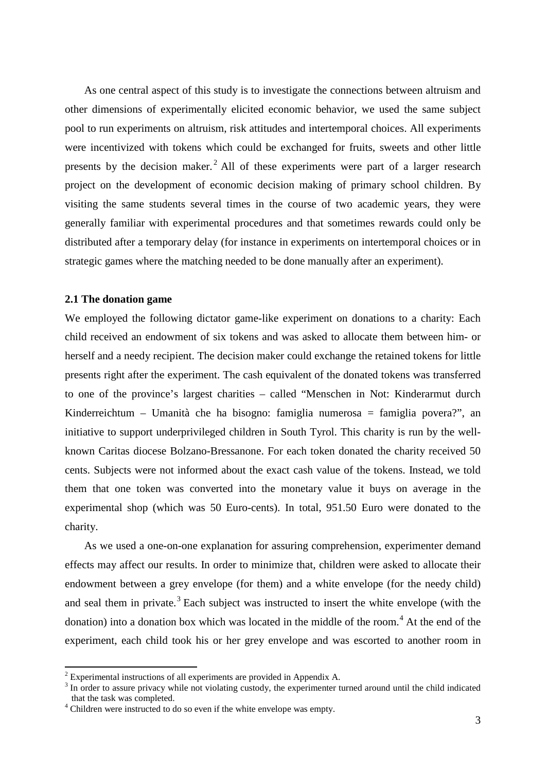As one central aspect of this study is to investigate the connections between altruism and other dimensions of experimentally elicited economic behavior, we used the same subject pool to run experiments on altruism, risk attitudes and intertemporal choices. All experiments were incentivized with tokens which could be exchanged for fruits, sweets and other little presents by the decision maker.[2] All of these experiments were part of a larger research project on the development of economic decision making of primary school children. By visiting the same students several times in the course of two academic years, they were generally familiar with experimental procedures and that sometimes rewards could only be distributed after a temporary delay (for instance in experiments on intertemporal choices or in strategic games where the matching needed to be done manually after an experiment).

### 2.1 The donation game

We employed the following dictator game-like experiment on donations to a charity: Each child received an endowment of six tokens and was asked to allocate them between him- or herself and a needy recipient. The decision maker could exchange the retained tokens for little presents right after the experiment. The cash equivalent of the donated tokens was transferred to one of the province's largest charities – called "Menschen in Not: Kinderarmut durch Kinderreichtum – Umanità che ha bisogno: famiglia numerosa = famiglia povera?", an initiative to support underprivileged children in South Tyrol. This charity is run by the well-known Caritas diocese Bolzano-Bressanone. For each token donated the charity received 50 cents. Subjects were not informed about the exact cash value of the tokens. Instead, we told them that one token was converted into the monetary value it buys on average in the experimental shop (which was 50 Euro-cents). In total, 951.50 Euro were donated to the charity.

As we used a one-on-one explanation for assuring comprehension, experimenter demand effects may affect our results. In order to minimize that, children were asked to allocate their endowment between a grey envelope (for them) and a white envelope (for the needy child) and seal them in private.[3] Each subject was instructed to insert the white envelope (with the donation) into a donation box which was located in the middle of the room.[4] At the end of the experiment, each child took his or her grey envelope and was escorted to another room in

[2] Experimental instructions of all experiments are provided in Appendix A.

[3] In order to assure privacy while not violating custody, the experimenter turned around until the child indicated that the task was completed.

[4] Children were instructed to do so even if the white envelope was empty.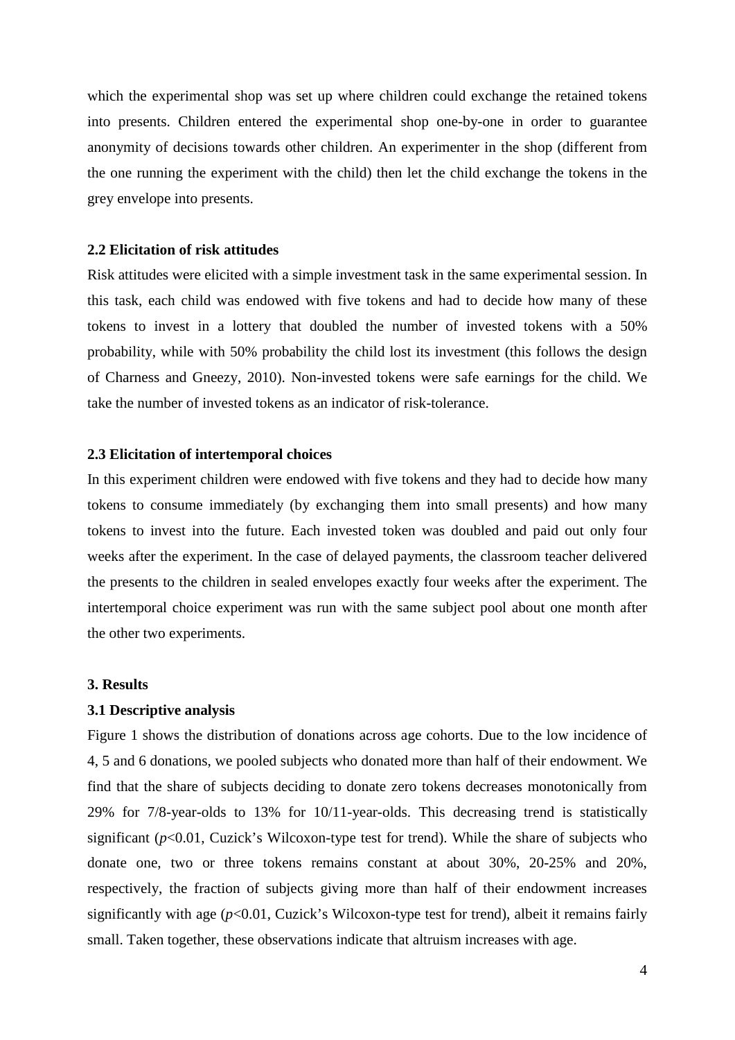which the experimental shop was set up where children could exchange the retained tokens into presents. Children entered the experimental shop one-by-one in order to guarantee anonymity of decisions towards other children. An experimenter in the shop (different from the one running the experiment with the child) then let the child exchange the tokens in the grey envelope into presents.

### 2.2 Elicitation of risk attitudes

Risk attitudes were elicited with a simple investment task in the same experimental session. In this task, each child was endowed with five tokens and had to decide how many of these tokens to invest in a lottery that doubled the number of invested tokens with a 50% probability, while with 50% probability the child lost its investment (this follows the design of Charness and Gneezy, 2010). Non-invested tokens were safe earnings for the child. We take the number of invested tokens as an indicator of risk-tolerance.

### 2.3 Elicitation of intertemporal choices

In this experiment children were endowed with five tokens and they had to decide how many tokens to consume immediately (by exchanging them into small presents) and how many tokens to invest into the future. Each invested token was doubled and paid out only four weeks after the experiment. In the case of delayed payments, the classroom teacher delivered the presents to the children in sealed envelopes exactly four weeks after the experiment. The intertemporal choice experiment was run with the same subject pool about one month after the other two experiments.

## 3. Results

### 3.1 Descriptive analysis

Figure 1 shows the distribution of donations across age cohorts. Due to the low incidence of 4, 5 and 6 donations, we pooled subjects who donated more than half of their endowment. We find that the share of subjects deciding to donate zero tokens decreases monotonically from 29% for 7/8-year-olds to 13% for 10/11-year-olds. This decreasing trend is statistically significant ($p$<0.01, Cuzick's Wilcoxon-type test for trend). While the share of subjects who donate one, two or three tokens remains constant at about 30%, 20-25% and 20%, respectively, the fraction of subjects giving more than half of their endowment increases significantly with age ($p$<0.01, Cuzick's Wilcoxon-type test for trend), albeit it remains fairly small. Taken together, these observations indicate that altruism increases with age.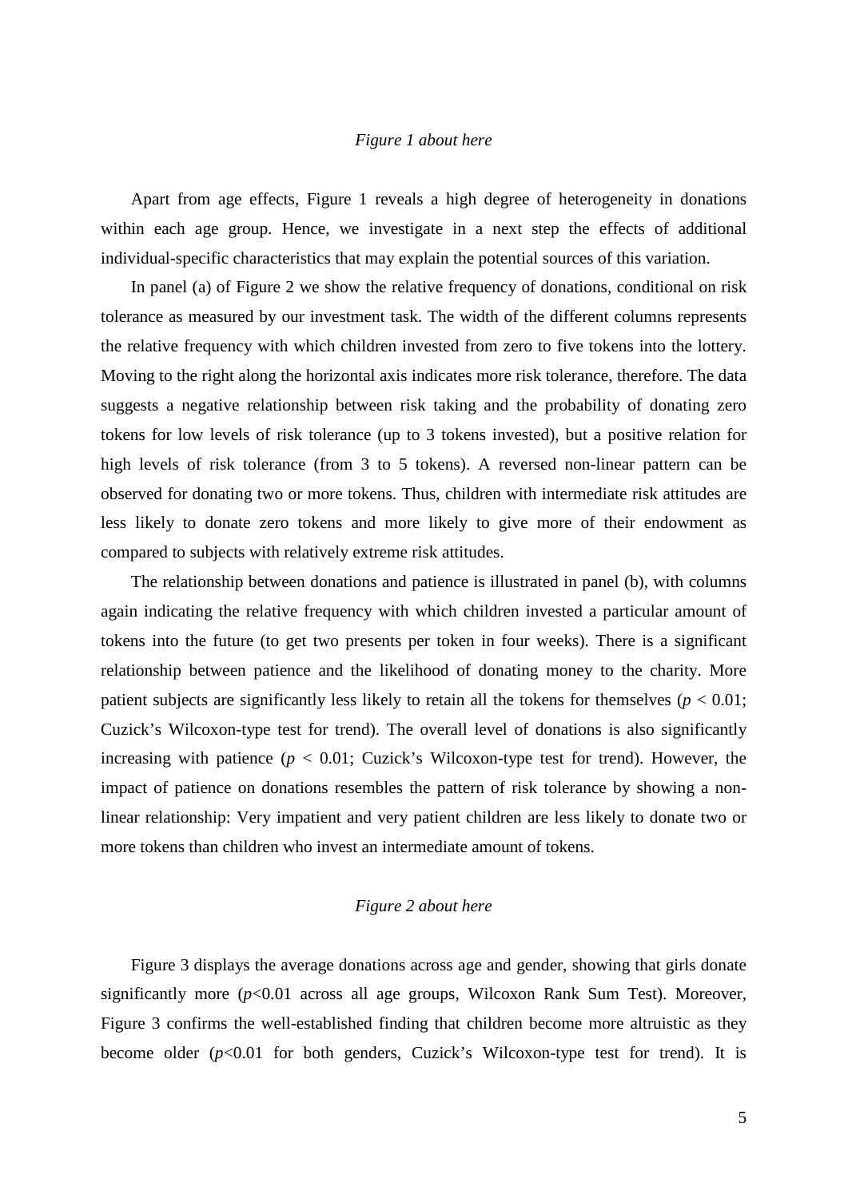*Figure 1 about here*

Apart from age effects, Figure 1 reveals a high degree of heterogeneity in donations within each age group. Hence, we investigate in a next step the effects of additional individual-specific characteristics that may explain the potential sources of this variation.

In panel (a) of Figure 2 we show the relative frequency of donations, conditional on risk tolerance as measured by our investment task. The width of the different columns represents the relative frequency with which children invested from zero to five tokens into the lottery. Moving to the right along the horizontal axis indicates more risk tolerance, therefore. The data suggests a negative relationship between risk taking and the probability of donating zero tokens for low levels of risk tolerance (up to 3 tokens invested), but a positive relation for high levels of risk tolerance (from 3 to 5 tokens). A reversed non-linear pattern can be observed for donating two or more tokens. Thus, children with intermediate risk attitudes are less likely to donate zero tokens and more likely to give more of their endowment as compared to subjects with relatively extreme risk attitudes.

The relationship between donations and patience is illustrated in panel (b), with columns again indicating the relative frequency with which children invested a particular amount of tokens into the future (to get two presents per token in four weeks). There is a significant relationship between patience and the likelihood of donating money to the charity. More patient subjects are significantly less likely to retain all the tokens for themselves ($p < 0.01$; Cuzick's Wilcoxon-type test for trend). The overall level of donations is also significantly increasing with patience ($p < 0.01$; Cuzick's Wilcoxon-type test for trend). However, the impact of patience on donations resembles the pattern of risk tolerance by showing a non-linear relationship: Very impatient and very patient children are less likely to donate two or more tokens than children who invest an intermediate amount of tokens.

*Figure 2 about here*

Figure 3 displays the average donations across age and gender, showing that girls donate significantly more ($p<0.01$ across all age groups, Wilcoxon Rank Sum Test). Moreover, Figure 3 confirms the well-established finding that children become more altruistic as they become older ($p<0.01$ for both genders, Cuzick's Wilcoxon-type test for trend). It is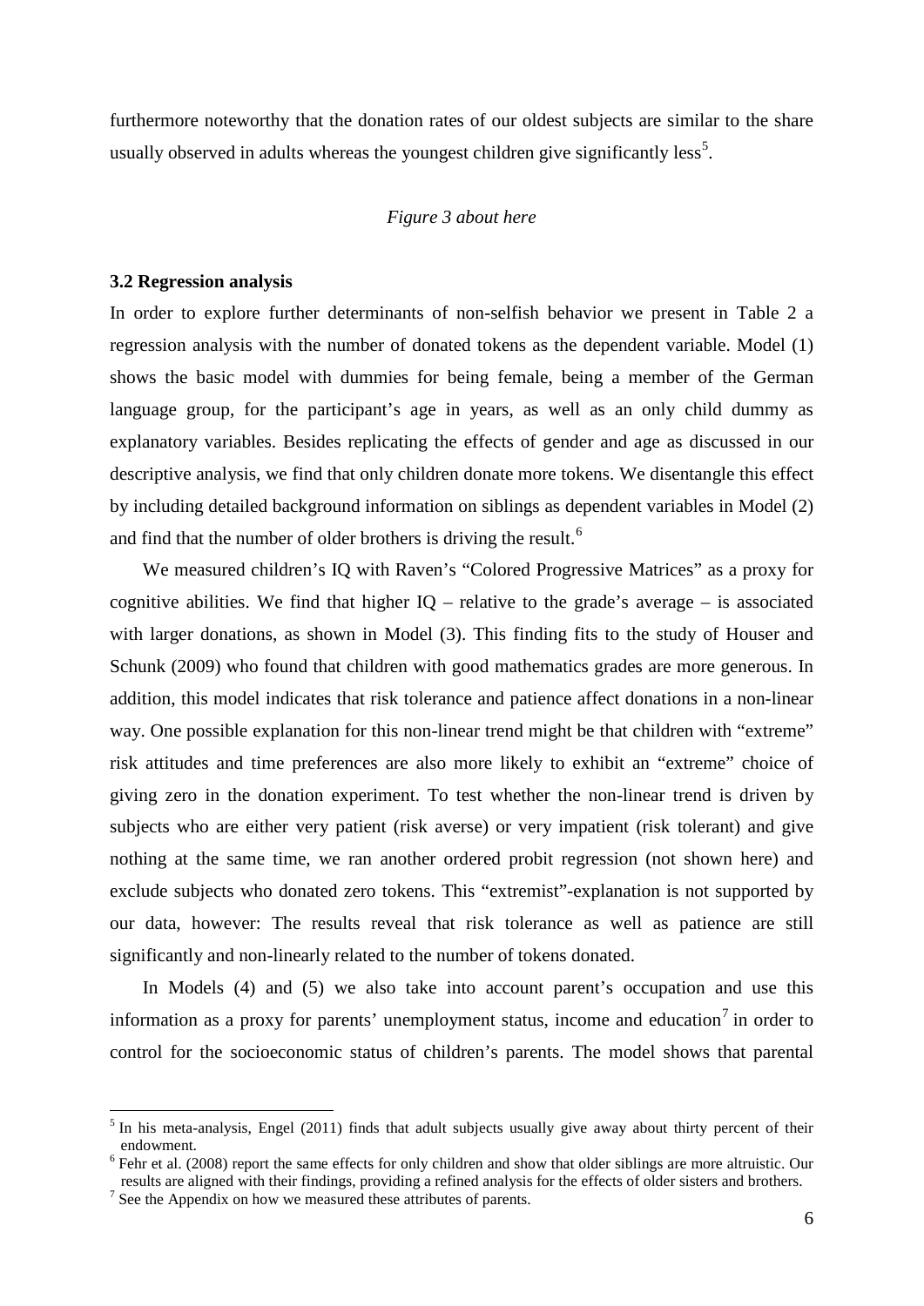furthermore noteworthy that the donation rates of our oldest subjects are similar to the share usually observed in adults whereas the youngest children give significantly less[5].

*Figure 3 about here*

### 3.2 Regression analysis

In order to explore further determinants of non-selfish behavior we present in Table 2 a regression analysis with the number of donated tokens as the dependent variable. Model (1) shows the basic model with dummies for being female, being a member of the German language group, for the participant's age in years, as well as an only child dummy as explanatory variables. Besides replicating the effects of gender and age as discussed in our descriptive analysis, we find that only children donate more tokens. We disentangle this effect by including detailed background information on siblings as dependent variables in Model (2) and find that the number of older brothers is driving the result.[6]

We measured children's IQ with Raven's "Colored Progressive Matrices" as a proxy for cognitive abilities. We find that higher IQ – relative to the grade's average – is associated with larger donations, as shown in Model (3). This finding fits to the study of Houser and Schunk (2009) who found that children with good mathematics grades are more generous. In addition, this model indicates that risk tolerance and patience affect donations in a non-linear way. One possible explanation for this non-linear trend might be that children with "extreme" risk attitudes and time preferences are also more likely to exhibit an "extreme" choice of giving zero in the donation experiment. To test whether the non-linear trend is driven by subjects who are either very patient (risk averse) or very impatient (risk tolerant) and give nothing at the same time, we ran another ordered probit regression (not shown here) and exclude subjects who donated zero tokens. This "extremist"-explanation is not supported by our data, however: The results reveal that risk tolerance as well as patience are still significantly and non-linearly related to the number of tokens donated.

In Models (4) and (5) we also take into account parent's occupation and use this information as a proxy for parents' unemployment status, income and education[7] in order to control for the socioeconomic status of children's parents. The model shows that parental

[5] In his meta-analysis, Engel (2011) finds that adult subjects usually give away about thirty percent of their endowment.

[6] Fehr et al. (2008) report the same effects for only children and show that older siblings are more altruistic. Our results are aligned with their findings, providing a refined analysis for the effects of older sisters and brothers.

[7] See the Appendix on how we measured these attributes of parents.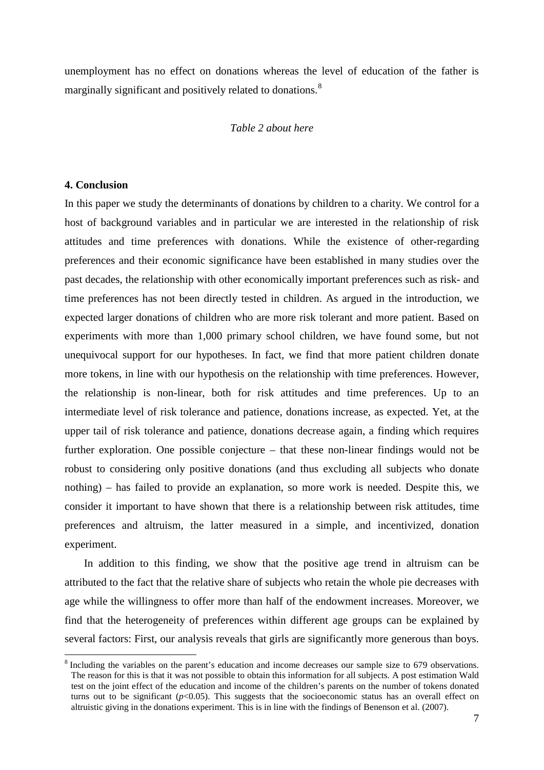unemployment has no effect on donations whereas the level of education of the father is marginally significant and positively related to donations.[8]

*Table 2 about here*

## 4. Conclusion

In this paper we study the determinants of donations by children to a charity. We control for a host of background variables and in particular we are interested in the relationship of risk attitudes and time preferences with donations. While the existence of other-regarding preferences and their economic significance have been established in many studies over the past decades, the relationship with other economically important preferences such as risk- and time preferences has not been directly tested in children. As argued in the introduction, we expected larger donations of children who are more risk tolerant and more patient. Based on experiments with more than 1,000 primary school children, we have found some, but not unequivocal support for our hypotheses. In fact, we find that more patient children donate more tokens, in line with our hypothesis on the relationship with time preferences. However, the relationship is non-linear, both for risk attitudes and time preferences. Up to an intermediate level of risk tolerance and patience, donations increase, as expected. Yet, at the upper tail of risk tolerance and patience, donations decrease again, a finding which requires further exploration. One possible conjecture – that these non-linear findings would not be robust to considering only positive donations (and thus excluding all subjects who donate nothing) – has failed to provide an explanation, so more work is needed. Despite this, we consider it important to have shown that there is a relationship between risk attitudes, time preferences and altruism, the latter measured in a simple, and incentivized, donation experiment.

In addition to this finding, we show that the positive age trend in altruism can be attributed to the fact that the relative share of subjects who retain the whole pie decreases with age while the willingness to offer more than half of the endowment increases. Moreover, we find that the heterogeneity of preferences within different age groups can be explained by several factors: First, our analysis reveals that girls are significantly more generous than boys.

[8] Including the variables on the parent's education and income decreases our sample size to 679 observations. The reason for this is that it was not possible to obtain this information for all subjects. A post estimation Wald test on the joint effect of the education and income of the children's parents on the number of tokens donated turns out to be significant ($p<0.05$). This suggests that the socioeconomic status has an overall effect on altruistic giving in the donations experiment. This is in line with the findings of Benenson et al. (2007).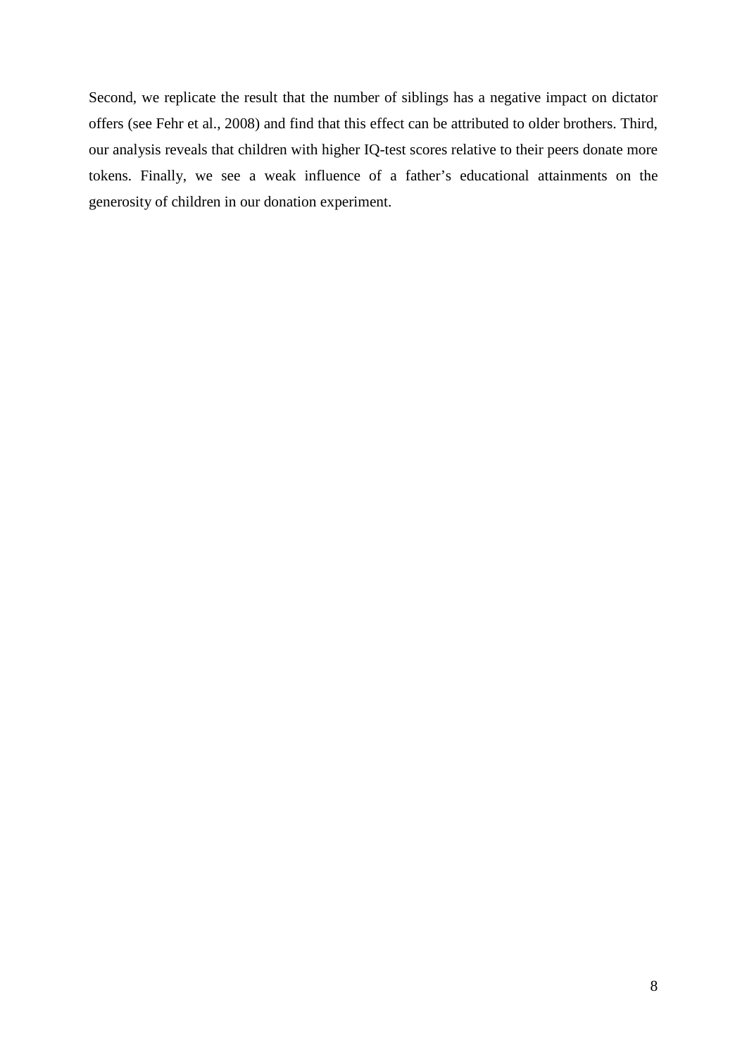Second, we replicate the result that the number of siblings has a negative impact on dictator offers (see Fehr et al., 2008) and find that this effect can be attributed to older brothers. Third, our analysis reveals that children with higher IQ-test scores relative to their peers donate more tokens. Finally, we see a weak influence of a father's educational attainments on the generosity of children in our donation experiment.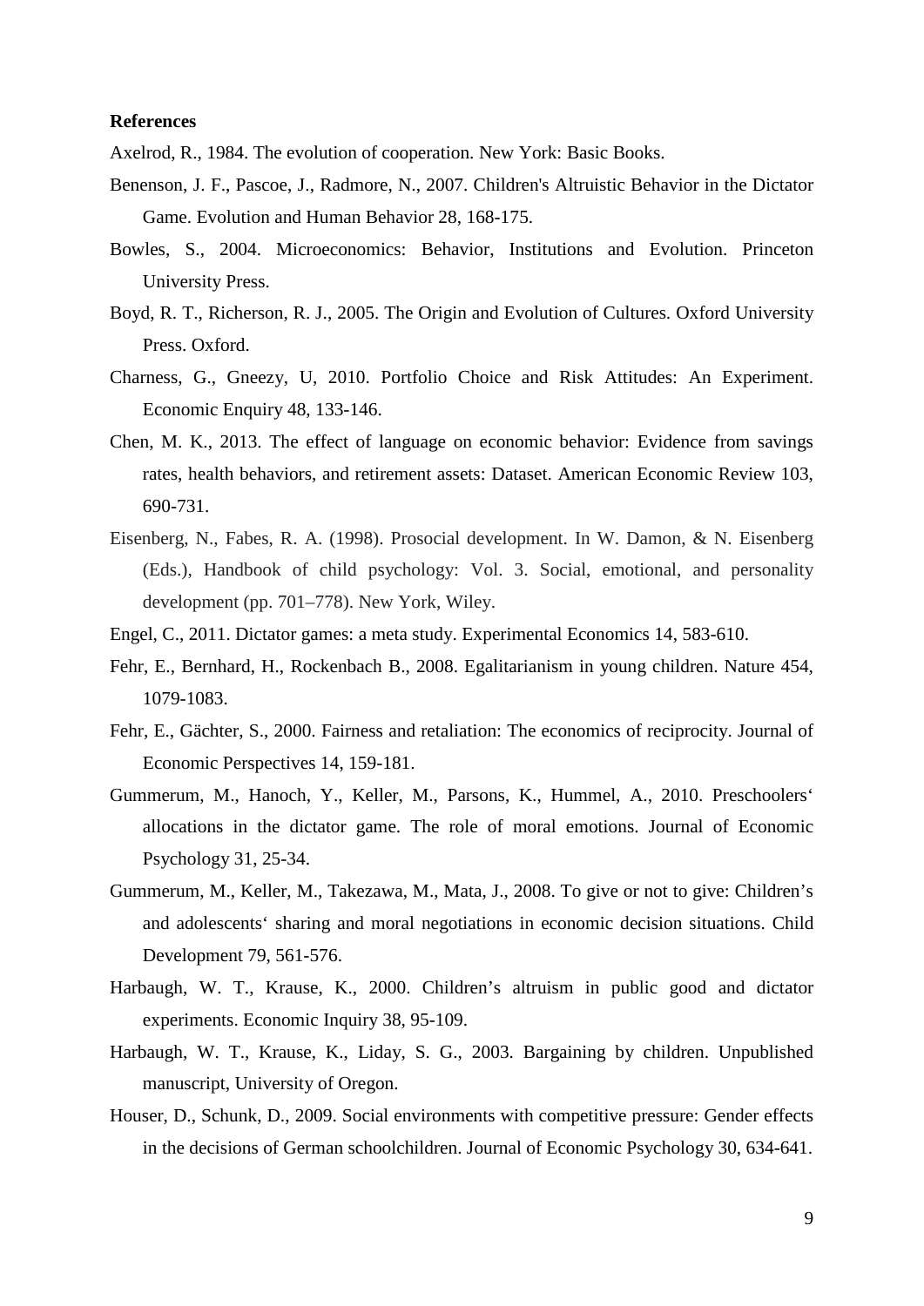**References**

Axelrod, R., 1984. The evolution of cooperation. New York: Basic Books.

Benenson, J. F., Pascoe, J., Radmore, N., 2007. Children's Altruistic Behavior in the Dictator Game. Evolution and Human Behavior 28, 168-175.

Bowles, S., 2004. Microeconomics: Behavior, Institutions and Evolution. Princeton University Press.

Boyd, R. T., Richerson, R. J., 2005. The Origin and Evolution of Cultures. Oxford University Press. Oxford.

Charness, G., Gneezy, U, 2010. Portfolio Choice and Risk Attitudes: An Experiment. Economic Enquiry 48, 133-146.

Chen, M. K., 2013. The effect of language on economic behavior: Evidence from savings rates, health behaviors, and retirement assets: Dataset. American Economic Review 103, 690-731.

Eisenberg, N., Fabes, R. A. (1998). Prosocial development. In W. Damon, & N. Eisenberg (Eds.), Handbook of child psychology: Vol. 3. Social, emotional, and personality development (pp. 701–778). New York, Wiley.

Engel, C., 2011. Dictator games: a meta study. Experimental Economics 14, 583-610.

Fehr, E., Bernhard, H., Rockenbach B., 2008. Egalitarianism in young children. Nature 454, 1079-1083.

Fehr, E., Gächter, S., 2000. Fairness and retaliation: The economics of reciprocity. Journal of Economic Perspectives 14, 159-181.

Gummerum, M., Hanoch, Y., Keller, M., Parsons, K., Hummel, A., 2010. Preschoolers' allocations in the dictator game. The role of moral emotions. Journal of Economic Psychology 31, 25-34.

Gummerum, M., Keller, M., Takezawa, M., Mata, J., 2008. To give or not to give: Children's and adolescents' sharing and moral negotiations in economic decision situations. Child Development 79, 561-576.

Harbaugh, W. T., Krause, K., 2000. Children's altruism in public good and dictator experiments. Economic Inquiry 38, 95-109.

Harbaugh, W. T., Krause, K., Liday, S. G., 2003. Bargaining by children. Unpublished manuscript, University of Oregon.

Houser, D., Schunk, D., 2009. Social environments with competitive pressure: Gender effects in the decisions of German schoolchildren. Journal of Economic Psychology 30, 634-641.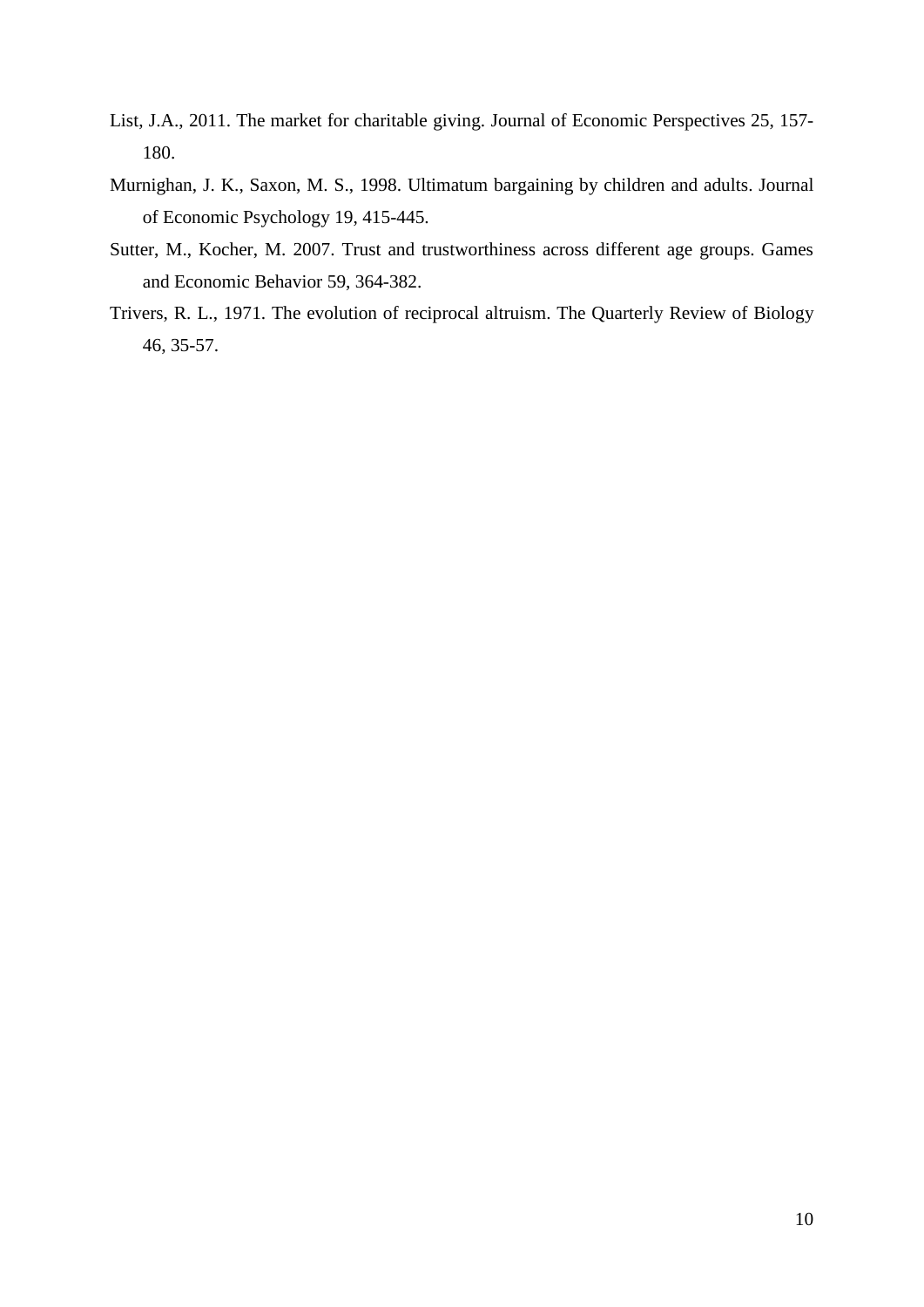List, J.A., 2011. The market for charitable giving. Journal of Economic Perspectives 25, 157-180.

Murnighan, J. K., Saxon, M. S., 1998. Ultimatum bargaining by children and adults. Journal of Economic Psychology 19, 415-445.

Sutter, M., Kocher, M. 2007. Trust and trustworthiness across different age groups. Games and Economic Behavior 59, 364-382.

Trivers, R. L., 1971. The evolution of reciprocal altruism. The Quarterly Review of Biology 46, 35-57.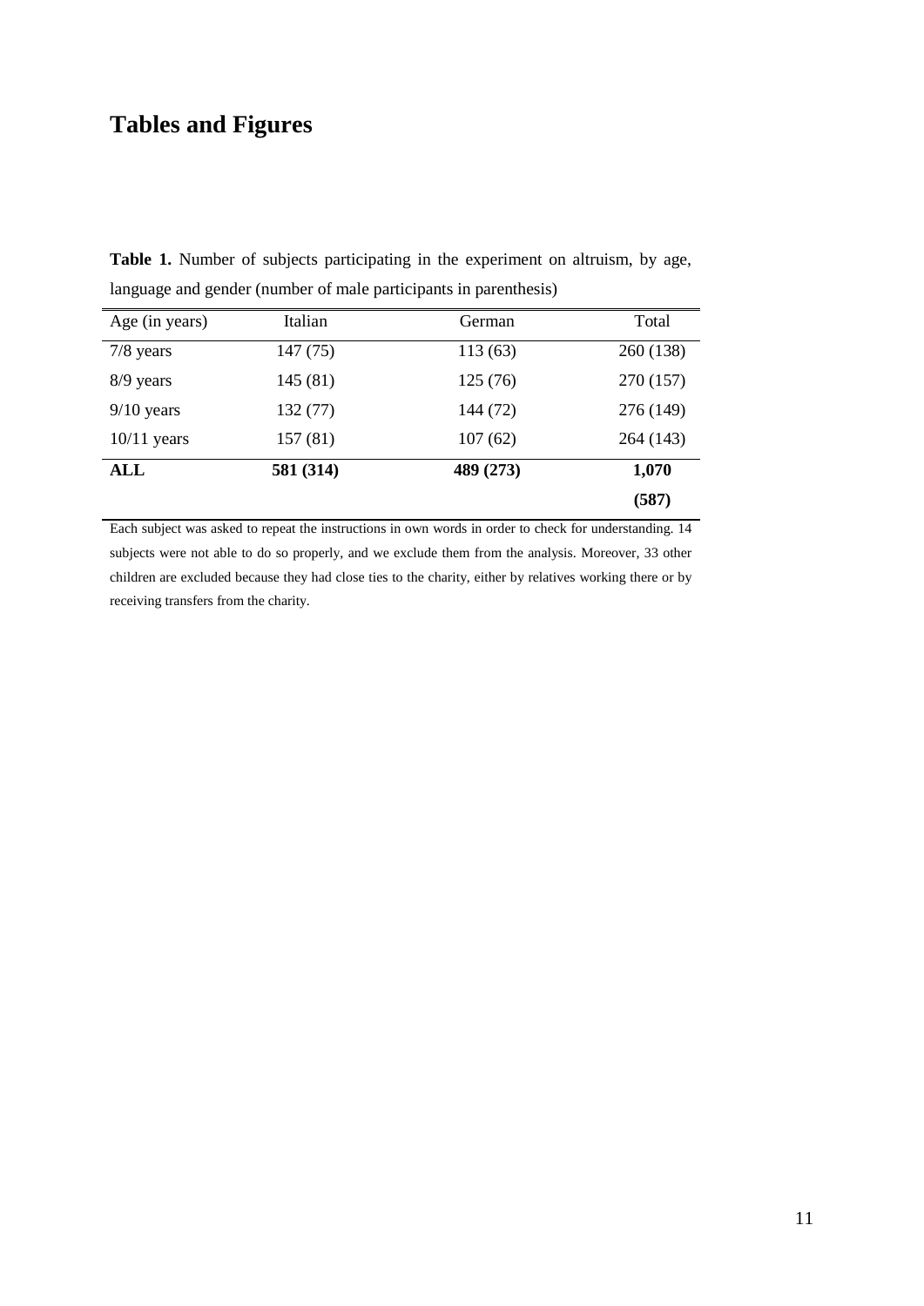# Tables and Figures

**Table 1.** Number of subjects participating in the experiment on altruism, by age, language and gender (number of male participants in parenthesis)

| Age (in years) | Italian | German | Total |
|---|---|---|---|
| 7/8 years | 147 (75) | 113 (63) | 260 (138) |
| 8/9 years | 145 (81) | 125 (76) | 270 (157) |
| 9/10 years | 132 (77) | 144 (72) | 276 (149) |
| 10/11 years | 157 (81) | 107 (62) | 264 (143) |
| **ALL** | **581 (314)** | **489 (273)** | **1,070 (587)** |

Each subject was asked to repeat the instructions in own words in order to check for understanding. 14 subjects were not able to do so properly, and we exclude them from the analysis. Moreover, 33 other children are excluded because they had close ties to the charity, either by relatives working there or by receiving transfers from the charity.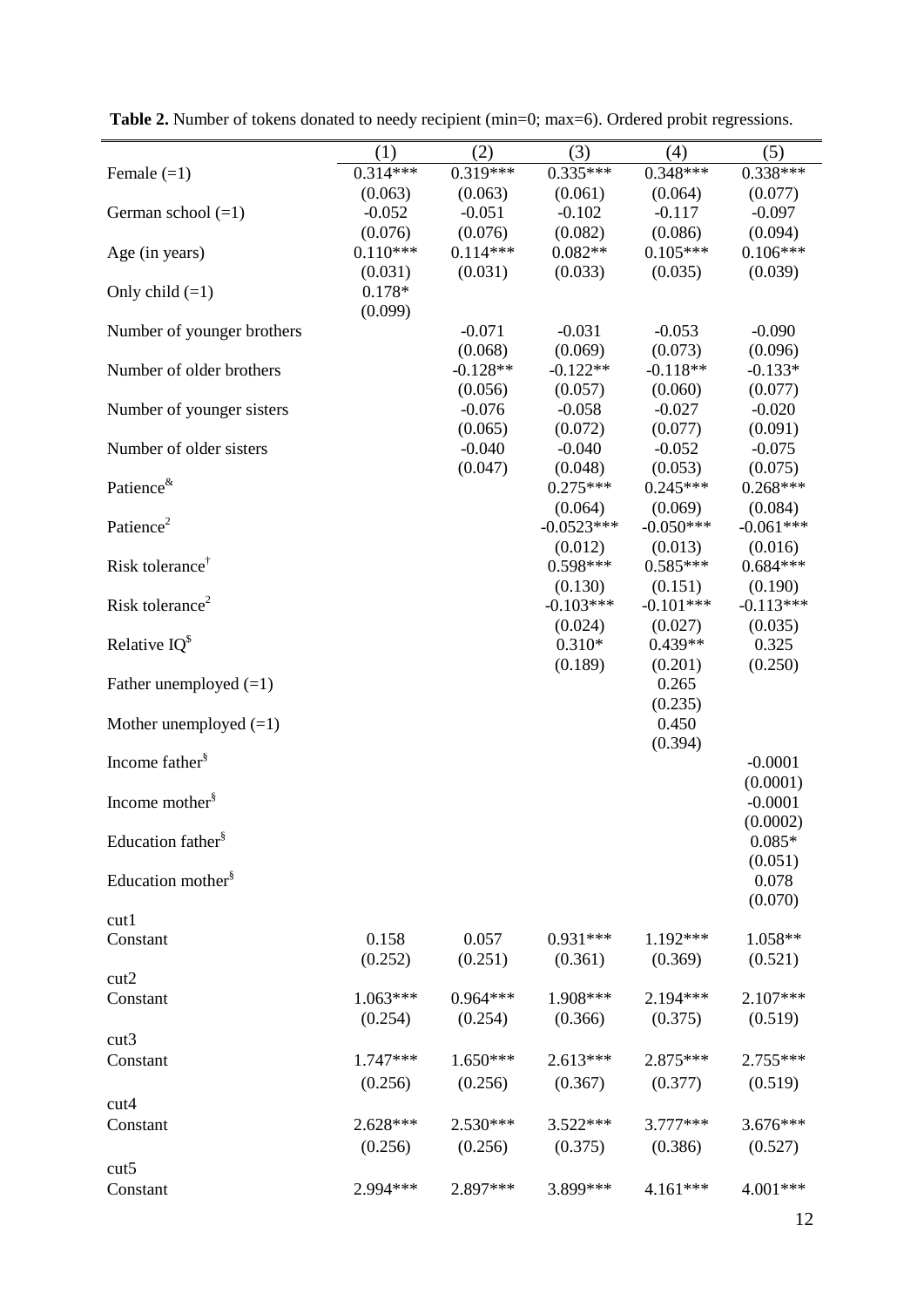**Table 2.** Number of tokens donated to needy recipient (min=0; max=6). Ordered probit regressions.

| | (1) | (2) | (3) | (4) | (5) |
|---|---|---|---|---|---|
| Female (=1) | 0.314*** | 0.319*** | 0.335*** | 0.348*** | 0.338*** |
| | (0.063) | (0.063) | (0.061) | (0.064) | (0.077) |
| German school (=1) | -0.052 | -0.051 | -0.102 | -0.117 | -0.097 |
| | (0.076) | (0.076) | (0.082) | (0.086) | (0.094) |
| Age (in years) | 0.110*** | 0.114*** | 0.082** | 0.105*** | 0.106*** |
| | (0.031) | (0.031) | (0.033) | (0.035) | (0.039) |
| Only child (=1) | 0.178* | | | | |
| | (0.099) | | | | |
| Number of younger brothers | | -0.071 | -0.031 | -0.053 | -0.090 |
| | | (0.068) | (0.069) | (0.073) | (0.096) |
| Number of older brothers | | -0.128** | -0.122** | -0.118** | -0.133* |
| | | (0.056) | (0.057) | (0.060) | (0.077) |
| Number of younger sisters | | -0.076 | -0.058 | -0.027 | -0.020 |
| | | (0.065) | (0.072) | (0.077) | (0.091) |
| Number of older sisters | | -0.040 | -0.040 | -0.052 | -0.075 |
| | | (0.047) | (0.048) | (0.053) | (0.075) |
| Patience[&] | | | 0.275*** | 0.245*** | 0.268*** |
| | | | (0.064) | (0.069) | (0.084) |
| Patience$^2$ | | | -0.0523*** | -0.050*** | -0.061*** |
| | | | (0.012) | (0.013) | (0.016) |
| Risk tolerance[†] | | | 0.598*** | 0.585*** | 0.684*** |
| | | | (0.130) | (0.151) | (0.190) |
| Risk tolerance$^2$ | | | -0.103*** | -0.101*** | -0.113*** |
| | | | (0.024) | (0.027) | (0.035) |
| Relative IQ[$] | | | 0.310* | 0.439** | 0.325 |
| | | | (0.189) | (0.201) | (0.250) |
| Father unemployed (=1) | | | | 0.265 | |
| | | | | (0.235) | |
| Mother unemployed (=1) | | | | 0.450 | |
| | | | | (0.394) | |
| Income father[§] | | | | | -0.0001 |
| | | | | | (0.0001) |
| Income mother[§] | | | | | -0.0001 |
| | | | | | (0.0002) |
| Education father[§] | | | | | 0.085* |
| | | | | | (0.051) |
| Education mother[§] | | | | | 0.078 |
| | | | | | (0.070) |
| cut1 | | | | | |
| Constant | 0.158 | 0.057 | 0.931*** | 1.192*** | 1.058** |
| | (0.252) | (0.251) | (0.361) | (0.369) | (0.521) |
| cut2 | | | | | |
| Constant | 1.063*** | 0.964*** | 1.908*** | 2.194*** | 2.107*** |
| | (0.254) | (0.254) | (0.366) | (0.375) | (0.519) |
| cut3 | | | | | |
| Constant | 1.747*** | 1.650*** | 2.613*** | 2.875*** | 2.755*** |
| | (0.256) | (0.256) | (0.367) | (0.377) | (0.519) |
| cut4 | | | | | |
| Constant | 2.628*** | 2.530*** | 3.522*** | 3.777*** | 3.676*** |
| | (0.256) | (0.256) | (0.375) | (0.386) | (0.527) |
| cut5 | | | | | |
| Constant | 2.994*** | 2.897*** | 3.899*** | 4.161*** | 4.001*** |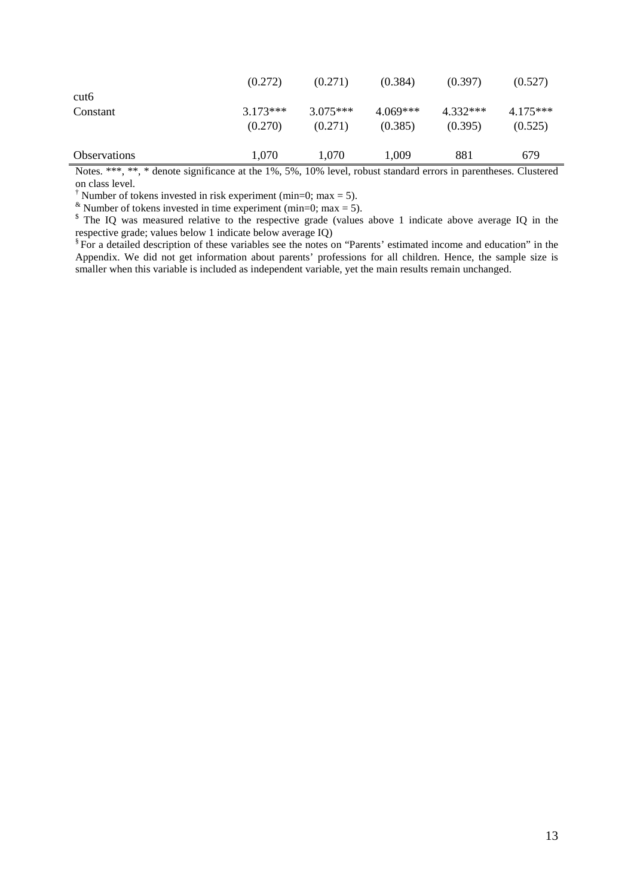| | | | | | |
|---|---|---|---|---|---|
| | (0.272) | (0.271) | (0.384) | (0.397) | (0.527) |
| cut6 | | | | | |
| Constant | 3.173*** | 3.075*** | 4.069*** | 4.332*** | 4.175*** |
| | (0.270) | (0.271) | (0.385) | (0.395) | (0.525) |
| Observations | 1,070 | 1,070 | 1,009 | 881 | 679 |

Notes. ***, **, * denote significance at the 1%, 5%, 10% level, robust standard errors in parentheses. Clustered on class level.

† Number of tokens invested in risk experiment (min=0; max = 5).

& Number of tokens invested in time experiment (min=0; max = 5).

$ The IQ was measured relative to the respective grade (values above 1 indicate above average IQ in the respective grade; values below 1 indicate below average IQ)

§ For a detailed description of these variables see the notes on "Parents' estimated income and education" in the Appendix. We did not get information about parents' professions for all children. Hence, the sample size is smaller when this variable is included as independent variable, yet the main results remain unchanged.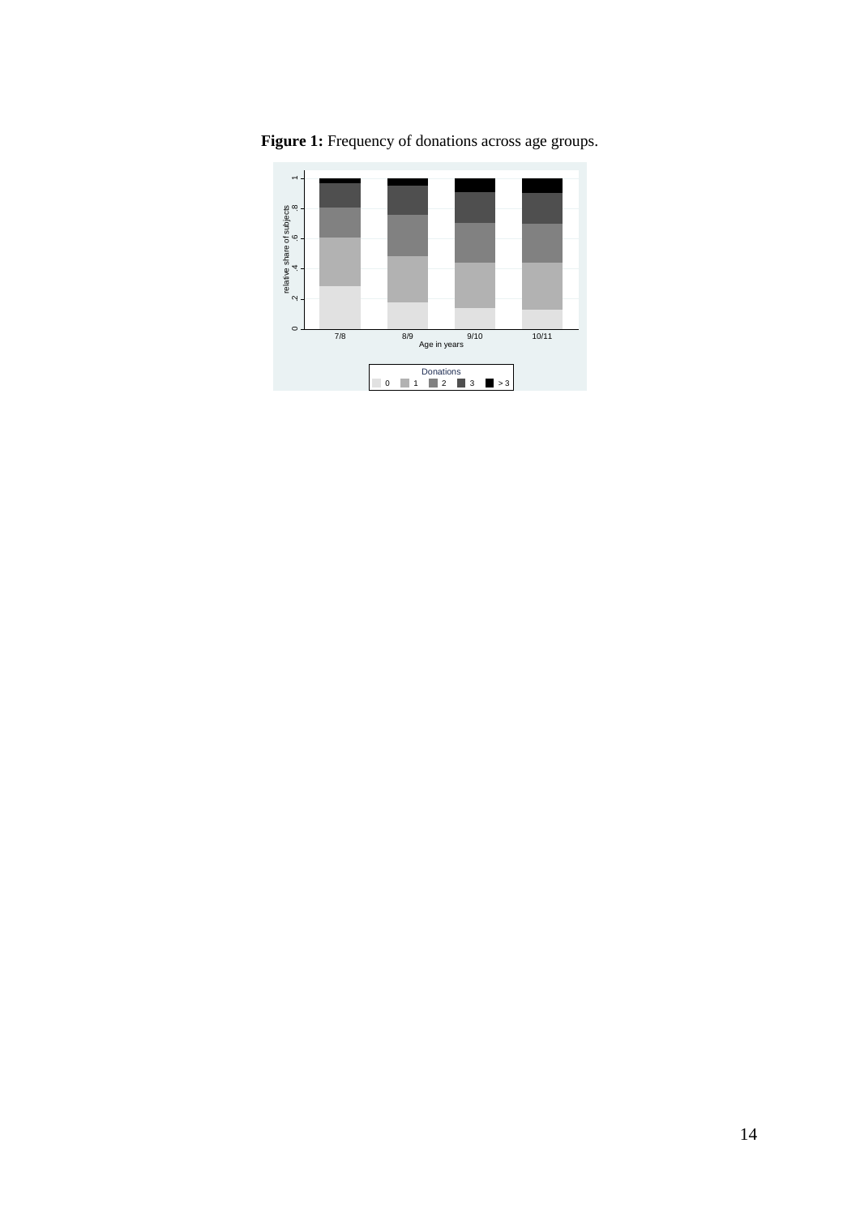**Figure 1:** Frequency of donations across age groups.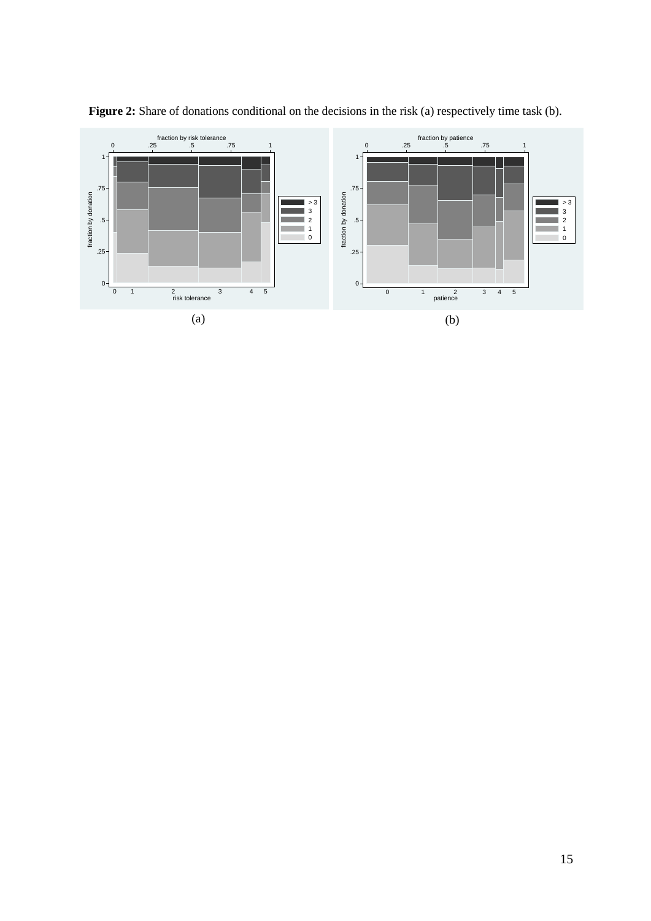**Figure 2:** Share of donations conditional on the decisions in the risk (a) respectively time task (b).

(a)

(b)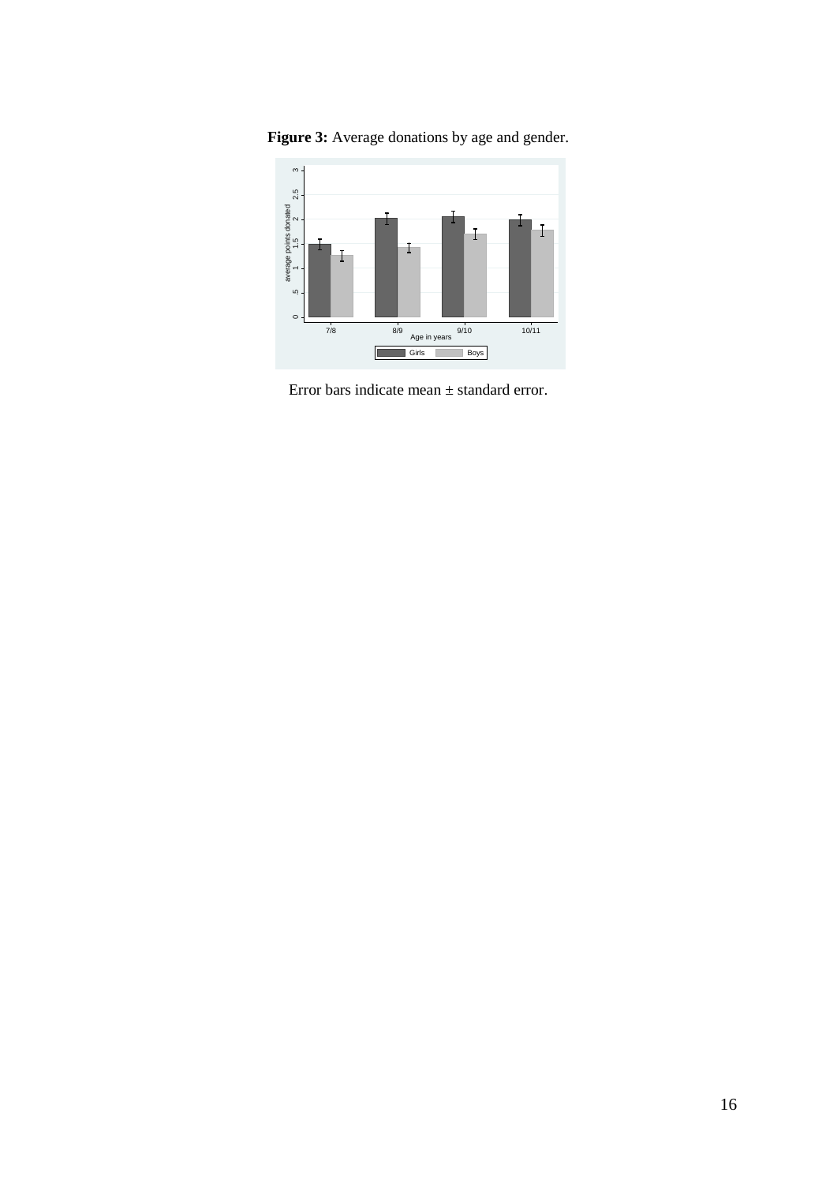**Figure 3:** Average donations by age and gender.

Error bars indicate mean ± standard error.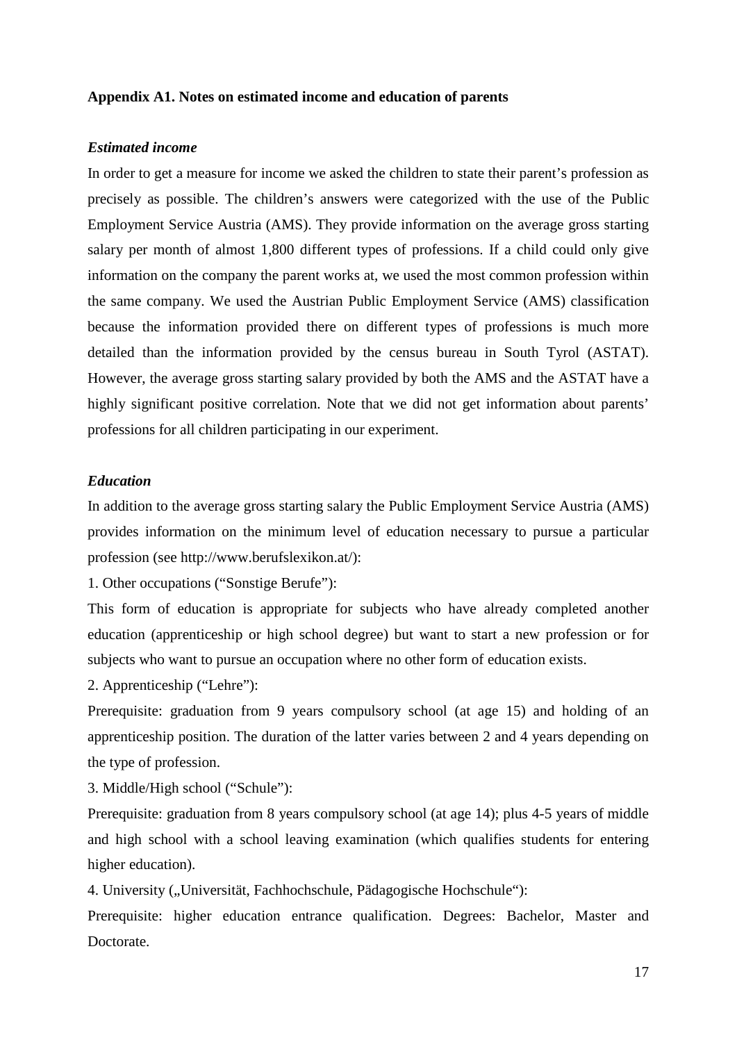## Appendix A1. Notes on estimated income and education of parents

### *Estimated income*

In order to get a measure for income we asked the children to state their parent's profession as precisely as possible. The children's answers were categorized with the use of the Public Employment Service Austria (AMS). They provide information on the average gross starting salary per month of almost 1,800 different types of professions. If a child could only give information on the company the parent works at, we used the most common profession within the same company. We used the Austrian Public Employment Service (AMS) classification because the information provided there on different types of professions is much more detailed than the information provided by the census bureau in South Tyrol (ASTAT). However, the average gross starting salary provided by both the AMS and the ASTAT have a highly significant positive correlation. Note that we did not get information about parents' professions for all children participating in our experiment.

### *Education*

In addition to the average gross starting salary the Public Employment Service Austria (AMS) provides information on the minimum level of education necessary to pursue a particular profession (see http://www.berufslexikon.at/):

1. Other occupations ("Sonstige Berufe"):

This form of education is appropriate for subjects who have already completed another education (apprenticeship or high school degree) but want to start a new profession or for subjects who want to pursue an occupation where no other form of education exists.

2. Apprenticeship ("Lehre"):

Prerequisite: graduation from 9 years compulsory school (at age 15) and holding of an apprenticeship position. The duration of the latter varies between 2 and 4 years depending on the type of profession.

3. Middle/High school ("Schule"):

Prerequisite: graduation from 8 years compulsory school (at age 14); plus 4-5 years of middle and high school with a school leaving examination (which qualifies students for entering higher education).

4. University („Universität, Fachhochschule, Pädagogische Hochschule"):

Prerequisite: higher education entrance qualification. Degrees: Bachelor, Master and Doctorate.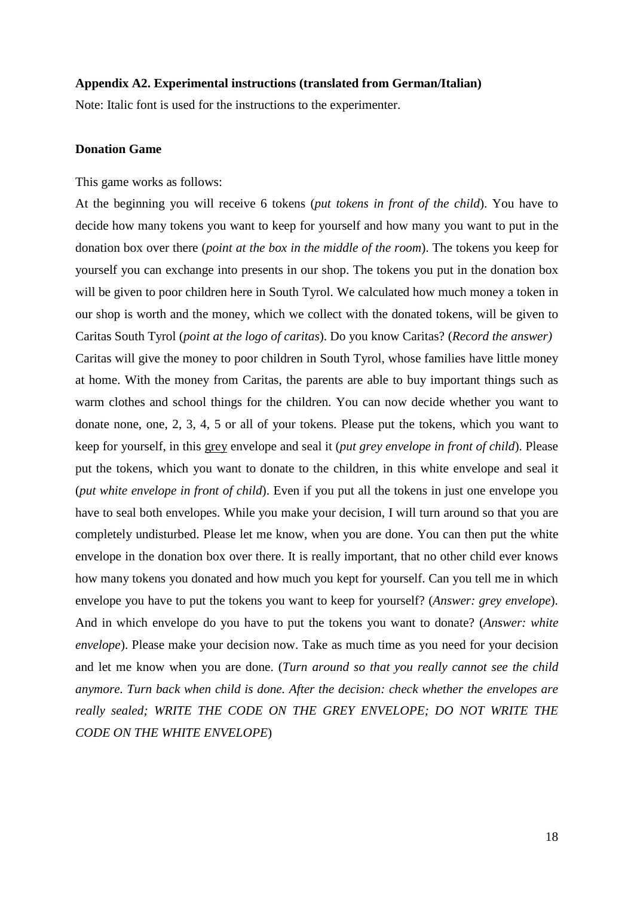**Appendix A2. Experimental instructions (translated from German/Italian)**

Note: Italic font is used for the instructions to the experimenter.

**Donation Game**

This game works as follows:

At the beginning you will receive 6 tokens (*put tokens in front of the child*). You have to decide how many tokens you want to keep for yourself and how many you want to put in the donation box over there (*point at the box in the middle of the room*). The tokens you keep for yourself you can exchange into presents in our shop. The tokens you put in the donation box will be given to poor children here in South Tyrol. We calculated how much money a token in our shop is worth and the money, which we collect with the donated tokens, will be given to Caritas South Tyrol (*point at the logo of caritas*). Do you know Caritas? (*Record the answer)* Caritas will give the money to poor children in South Tyrol, whose families have little money at home. With the money from Caritas, the parents are able to buy important things such as warm clothes and school things for the children. You can now decide whether you want to donate none, one, 2, 3, 4, 5 or all of your tokens. Please put the tokens, which you want to keep for yourself, in this <u>grey</u> envelope and seal it (*put grey envelope in front of child*). Please put the tokens, which you want to donate to the children, in this white envelope and seal it (*put white envelope in front of child*). Even if you put all the tokens in just one envelope you have to seal both envelopes. While you make your decision, I will turn around so that you are completely undisturbed. Please let me know, when you are done. You can then put the white envelope in the donation box over there. It is really important, that no other child ever knows how many tokens you donated and how much you kept for yourself. Can you tell me in which envelope you have to put the tokens you want to keep for yourself? (*Answer: grey envelope*). And in which envelope do you have to put the tokens you want to donate? (*Answer: white envelope*). Please make your decision now. Take as much time as you need for your decision and let me know when you are done. (*Turn around so that you really cannot see the child anymore. Turn back when child is done. After the decision: check whether the envelopes are really sealed; WRITE THE CODE ON THE GREY ENVELOPE; DO NOT WRITE THE CODE ON THE WHITE ENVELOPE*)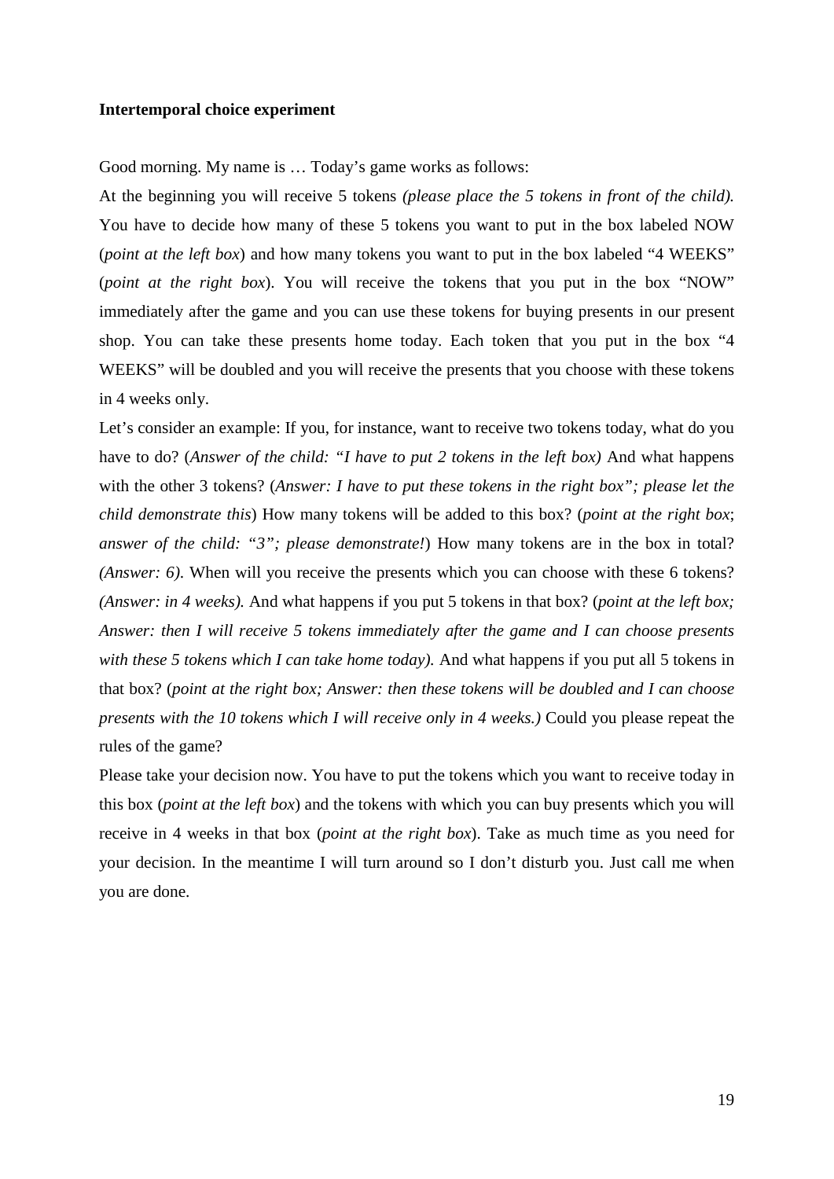**Intertemporal choice experiment**

Good morning. My name is … Today's game works as follows:

At the beginning you will receive 5 tokens *(please place the 5 tokens in front of the child).* You have to decide how many of these 5 tokens you want to put in the box labeled NOW (*point at the left box*) and how many tokens you want to put in the box labeled "4 WEEKS" (*point at the right box*). You will receive the tokens that you put in the box "NOW" immediately after the game and you can use these tokens for buying presents in our present shop. You can take these presents home today. Each token that you put in the box "4 WEEKS" will be doubled and you will receive the presents that you choose with these tokens in 4 weeks only.

Let's consider an example: If you, for instance, want to receive two tokens today, what do you have to do? (*Answer of the child: "I have to put 2 tokens in the left box)* And what happens with the other 3 tokens? (*Answer: I have to put these tokens in the right box"; please let the child demonstrate this*) How many tokens will be added to this box? (*point at the right box*; *answer of the child: "3"; please demonstrate!*) How many tokens are in the box in total? *(Answer: 6).* When will you receive the presents which you can choose with these 6 tokens? *(Answer: in 4 weeks).* And what happens if you put 5 tokens in that box? (*point at the left box; Answer: then I will receive 5 tokens immediately after the game and I can choose presents with these 5 tokens which I can take home today).* And what happens if you put all 5 tokens in that box? (*point at the right box; Answer: then these tokens will be doubled and I can choose presents with the 10 tokens which I will receive only in 4 weeks.)* Could you please repeat the rules of the game?

Please take your decision now. You have to put the tokens which you want to receive today in this box (*point at the left box*) and the tokens with which you can buy presents which you will receive in 4 weeks in that box (*point at the right box*). Take as much time as you need for your decision. In the meantime I will turn around so I don't disturb you. Just call me when you are done.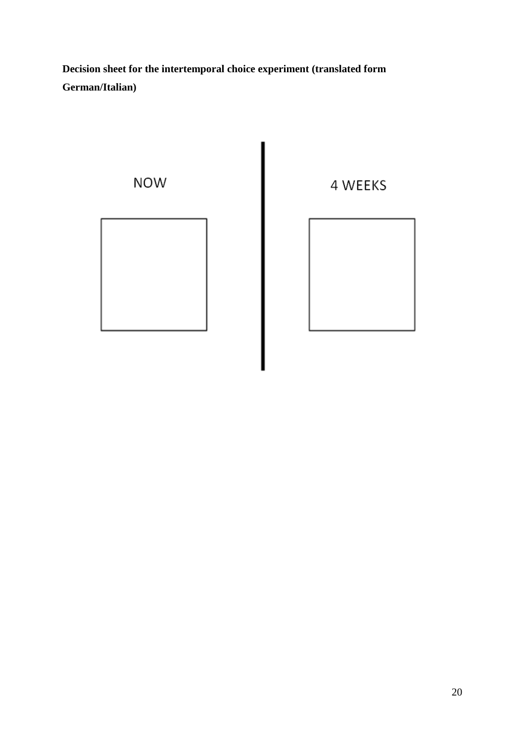**Decision sheet for the intertemporal choice experiment (translated form German/Italian)**

NOW

4 WEEKS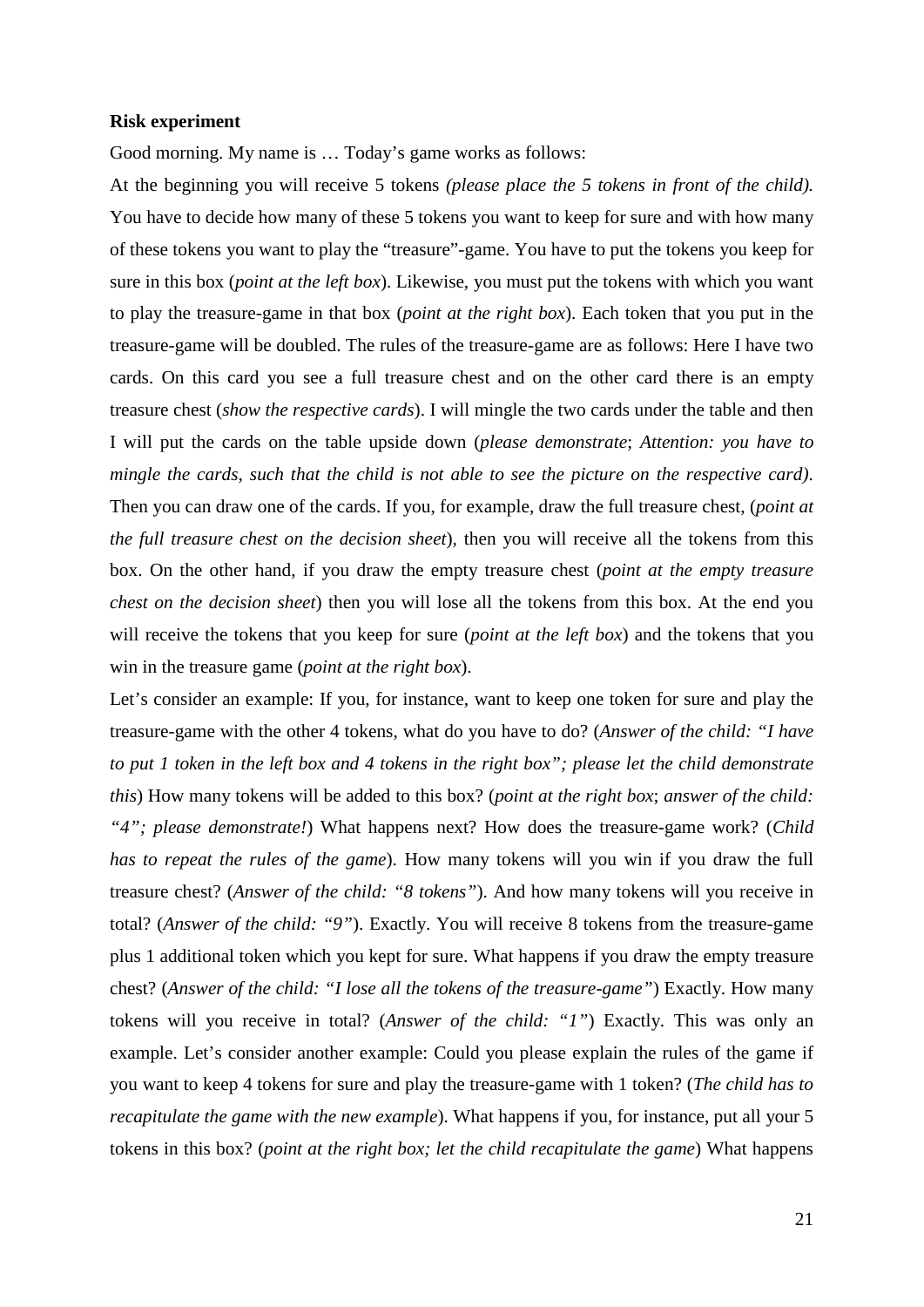**Risk experiment**

Good morning. My name is … Today's game works as follows:

At the beginning you will receive 5 tokens *(please place the 5 tokens in front of the child).* You have to decide how many of these 5 tokens you want to keep for sure and with how many of these tokens you want to play the "treasure"-game. You have to put the tokens you keep for sure in this box (*point at the left box*). Likewise, you must put the tokens with which you want to play the treasure-game in that box (*point at the right box*). Each token that you put in the treasure-game will be doubled. The rules of the treasure-game are as follows: Here I have two cards. On this card you see a full treasure chest and on the other card there is an empty treasure chest (*show the respective cards*). I will mingle the two cards under the table and then I will put the cards on the table upside down (*please demonstrate*; *Attention: you have to mingle the cards, such that the child is not able to see the picture on the respective card)*. Then you can draw one of the cards. If you, for example, draw the full treasure chest, (*point at the full treasure chest on the decision sheet*), then you will receive all the tokens from this box. On the other hand, if you draw the empty treasure chest (*point at the empty treasure chest on the decision sheet*) then you will lose all the tokens from this box. At the end you will receive the tokens that you keep for sure (*point at the left box*) and the tokens that you win in the treasure game (*point at the right box*).

Let's consider an example: If you, for instance, want to keep one token for sure and play the treasure-game with the other 4 tokens, what do you have to do? (*Answer of the child: "I have to put 1 token in the left box and 4 tokens in the right box"; please let the child demonstrate this*) How many tokens will be added to this box? (*point at the right box*; *answer of the child: "4"; please demonstrate!*) What happens next? How does the treasure-game work? (*Child has to repeat the rules of the game*). How many tokens will you win if you draw the full treasure chest? (*Answer of the child: "8 tokens"*). And how many tokens will you receive in total? (*Answer of the child: "9"*). Exactly. You will receive 8 tokens from the treasure-game plus 1 additional token which you kept for sure. What happens if you draw the empty treasure chest? (*Answer of the child: "I lose all the tokens of the treasure-game"*) Exactly. How many tokens will you receive in total? (*Answer of the child: "1"*) Exactly. This was only an example. Let's consider another example: Could you please explain the rules of the game if you want to keep 4 tokens for sure and play the treasure-game with 1 token? (*The child has to recapitulate the game with the new example*). What happens if you, for instance, put all your 5 tokens in this box? (*point at the right box; let the child recapitulate the game*) What happens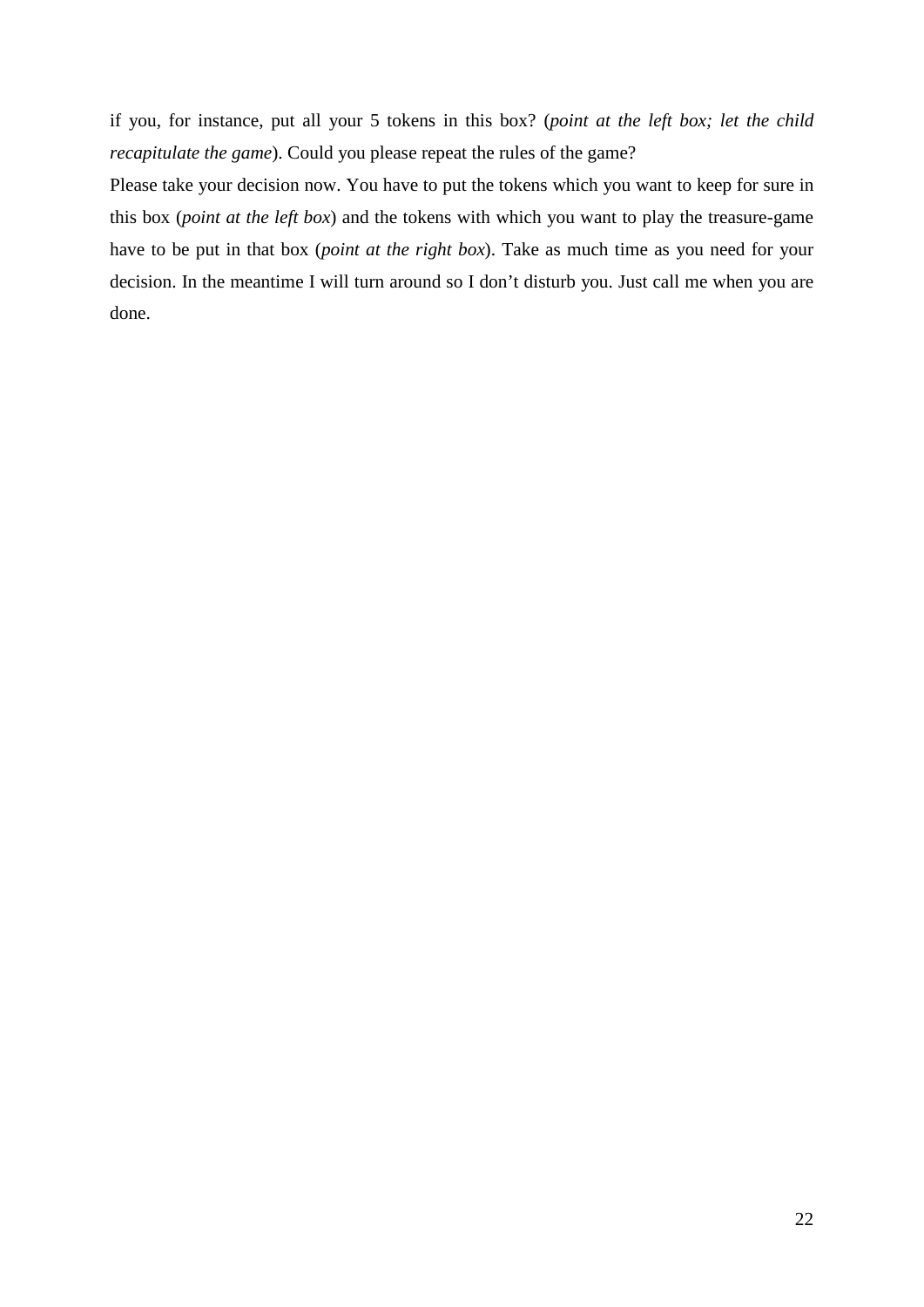if you, for instance, put all your 5 tokens in this box? (*point at the left box; let the child recapitulate the game*). Could you please repeat the rules of the game?

Please take your decision now. You have to put the tokens which you want to keep for sure in this box (*point at the left box*) and the tokens with which you want to play the treasure-game have to be put in that box (*point at the right box*). Take as much time as you need for your decision. In the meantime I will turn around so I don't disturb you. Just call me when you are done.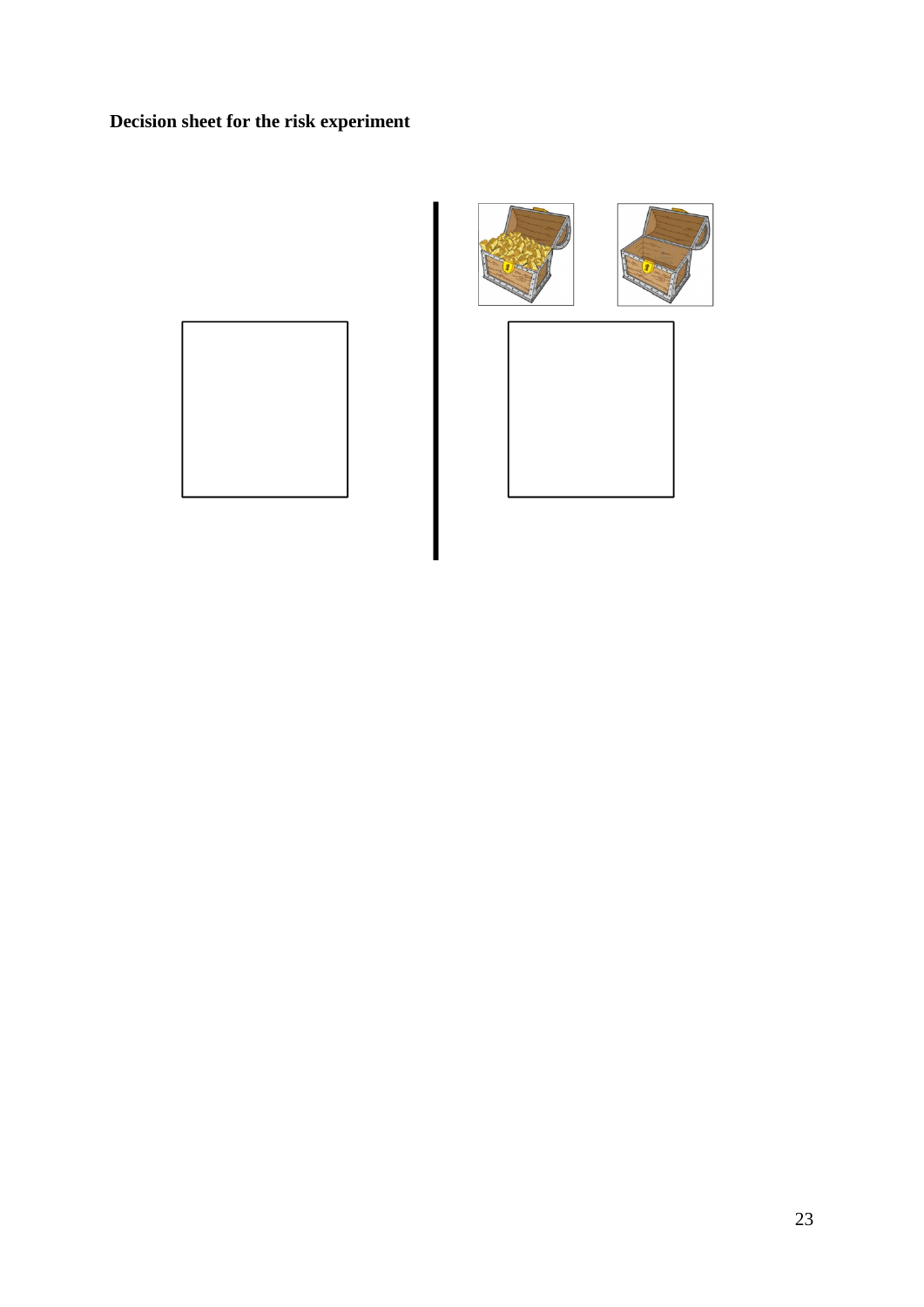**Decision sheet for the risk experiment**